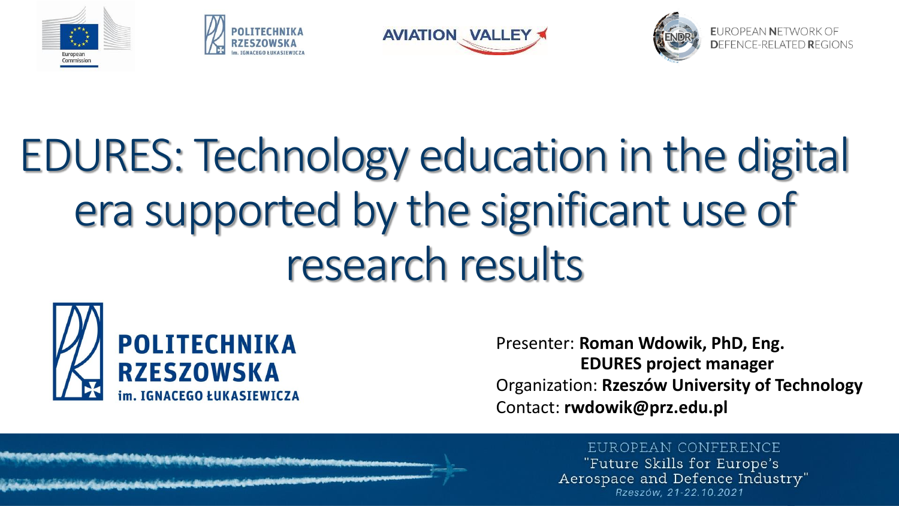European Commission | POLITECHNIKA RZESZOWSKA im. IGNACEGO ŁUKASIEWICZA | AVIATION VALLEY | EUROPEAN NETWORK OF DEFENCE-RELATED REGIONS

# EDURES: Technology education in the digital era supported by the significant use of research results

POLITECHNIKA RZESZOWSKA im. IGNACEGO ŁUKASIEWICZA

Presenter: **Roman Wdowik, PhD, Eng.**
**EDURES project manager**
Organization: **Rzeszów University of Technology**
Contact: **rwdowik@prz.edu.pl**

EUROPEAN CONFERENCE
"Future Skills for Europe's Aerospace and Defence Industry"
*Rzeszów, 21-22.10.2021*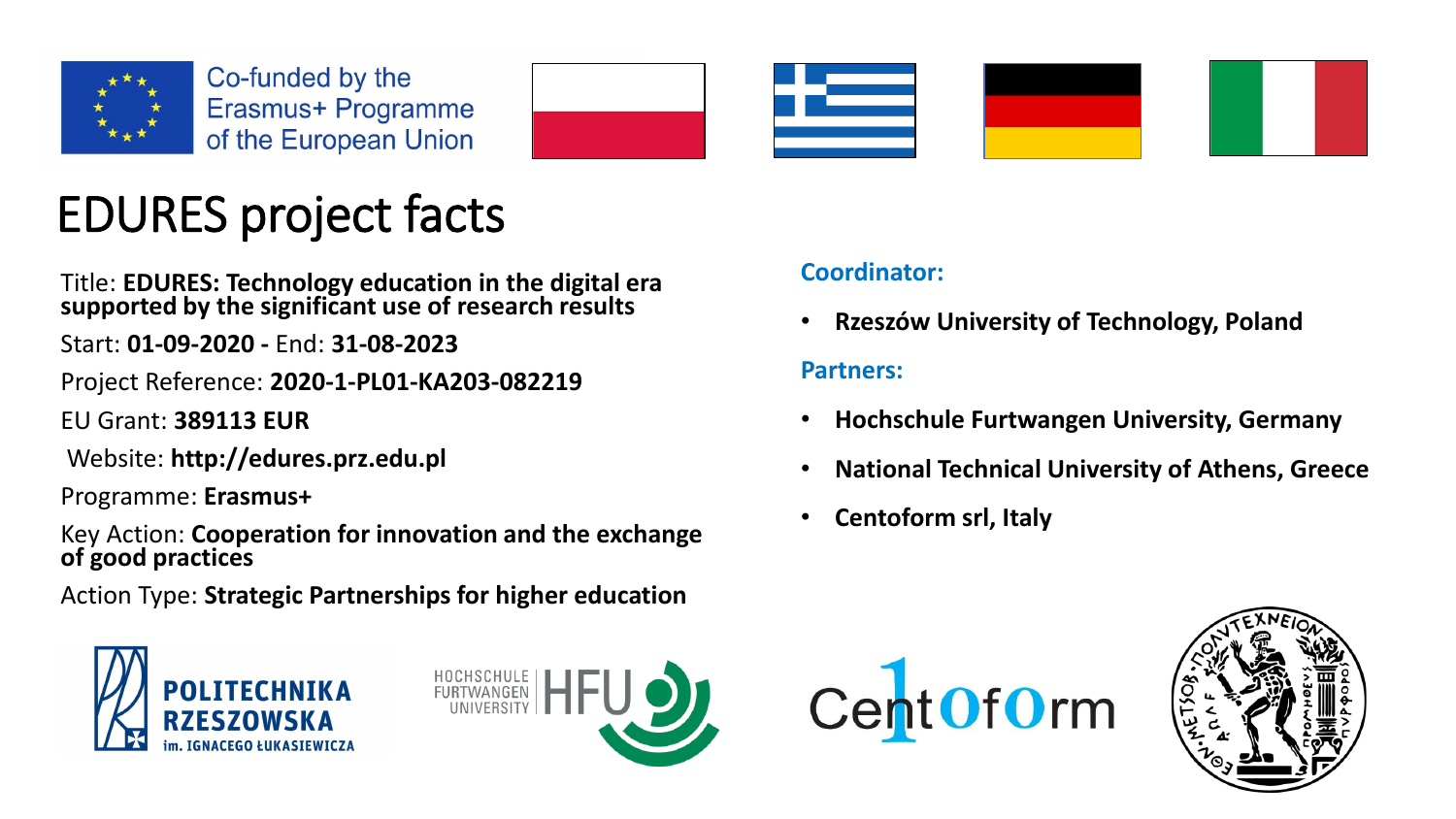Co-funded by the Erasmus+ Programme of the European Union

# EDURES project facts

Title: **EDURES: Technology education in the digital era supported by the significant use of research results**

Start: **01-09-2020 -** End: **31-08-2023**

Project Reference: **2020-1-PL01-KA203-082219**

EU Grant: **389113 EUR**

Website: **http://edures.prz.edu.pl**

Programme: **Erasmus+**

Key Action: **Cooperation for innovation and the exchange of good practices**

Action Type: **Strategic Partnerships for higher education**

**Coordinator:**

- **Rzeszów University of Technology, Poland**

**Partners:**

- **Hochschule Furtwangen University, Germany**
- **National Technical University of Athens, Greece**
- **Centoform srl, Italy**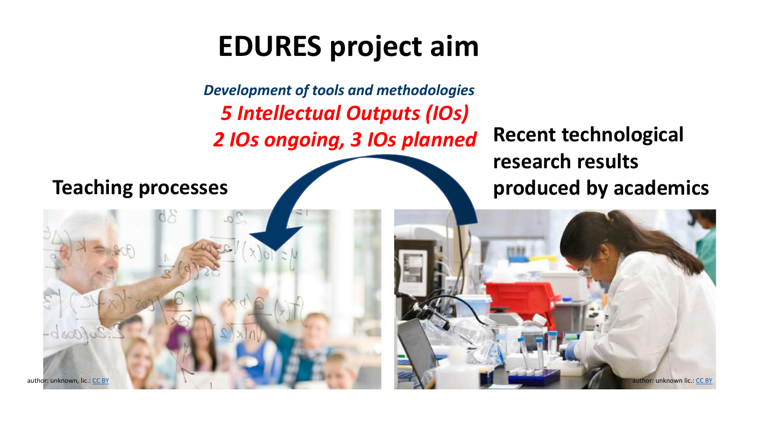# EDURES project aim

***Development of tools and methodologies***

***5 Intellectual Outputs (IOs)***

***2 IOs ongoing, 3 IOs planned***

**Teaching processes**

**Recent technological research results produced by academics**

author: unknown, lic.: CC BY

author: unknown lic.: CC BY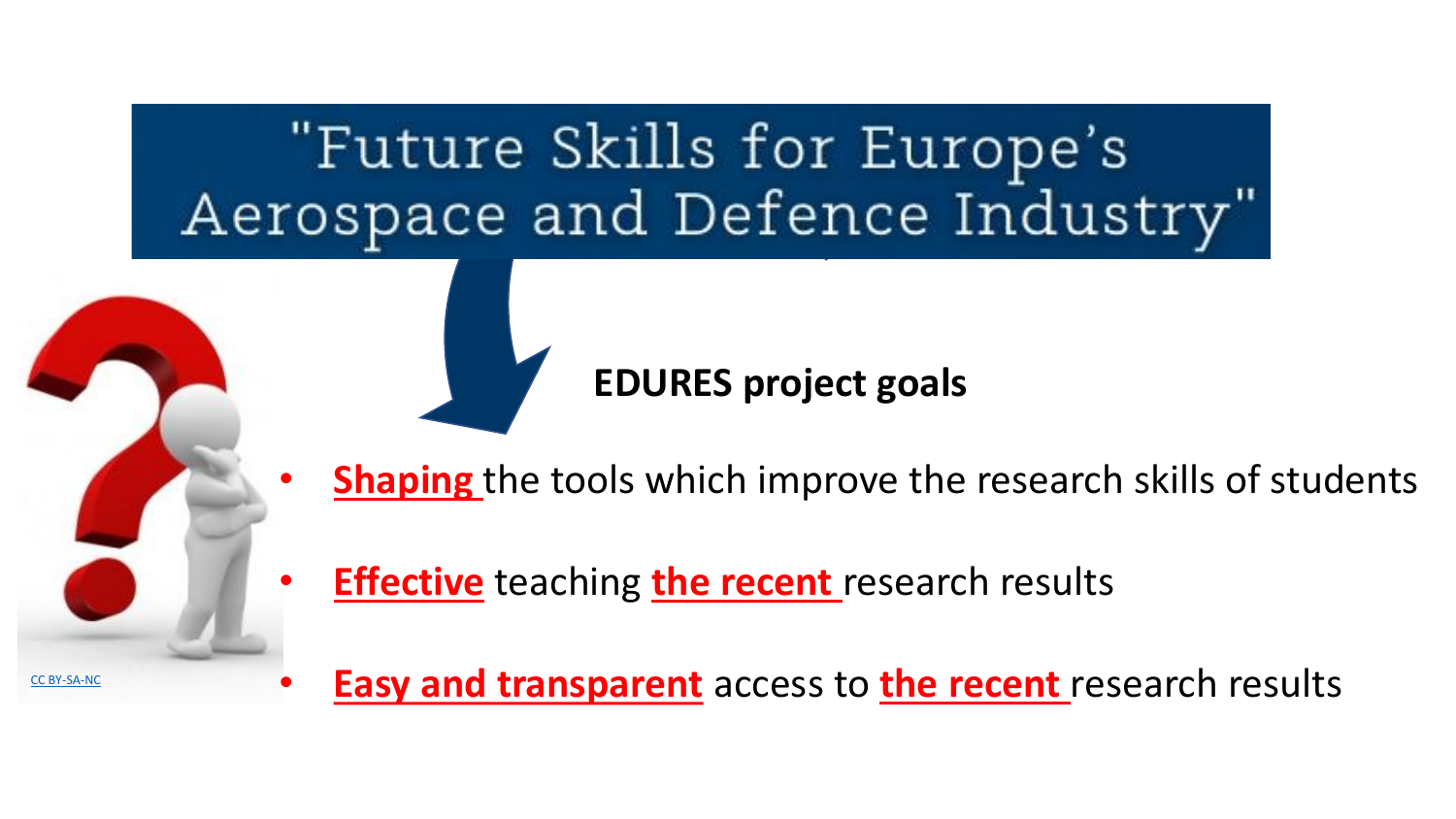# "Future Skills for Europe's Aerospace and Defence Industry"

CC BY-SA-NC

**EDURES project goals**

- **Shaping** the tools which improve the research skills of students
- **Effective** teaching **the recent** research results
- **Easy and transparent** access to **the recent** research results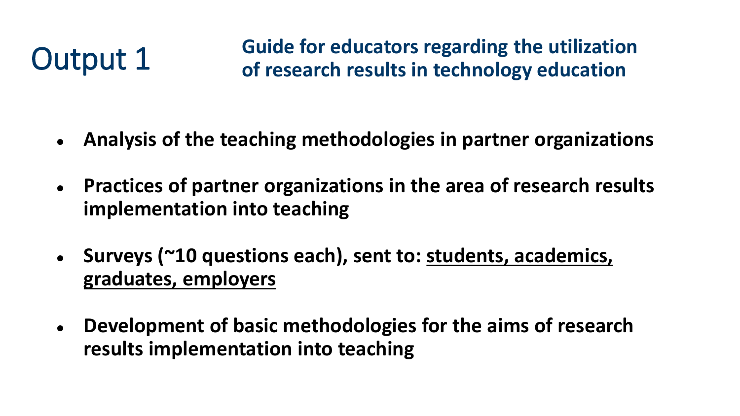# Output 1

## Guide for educators regarding the utilization of research results in technology education

- **Analysis of the teaching methodologies in partner organizations**
- **Practices of partner organizations in the area of research results implementation into teaching**
- **Surveys (~10 questions each), sent to: <u>students, academics, graduates, employers</u>**
- **Development of basic methodologies for the aims of research results implementation into teaching**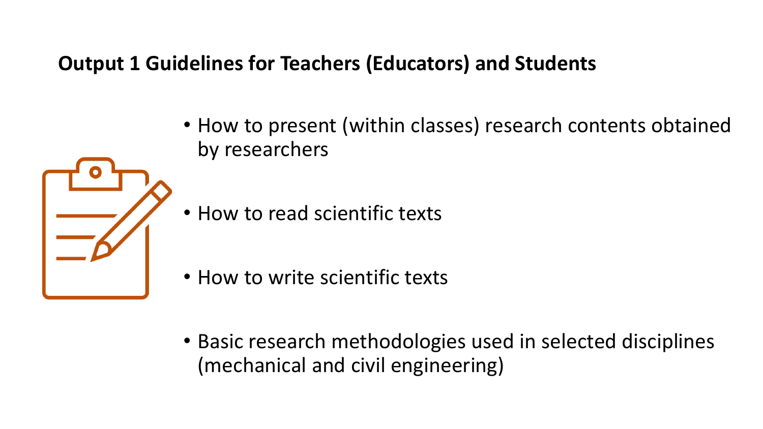## Output 1 Guidelines for Teachers (Educators) and Students

- How to present (within classes) research contents obtained by researchers
- How to read scientific texts
- How to write scientific texts
- Basic research methodologies used in selected disciplines (mechanical and civil engineering)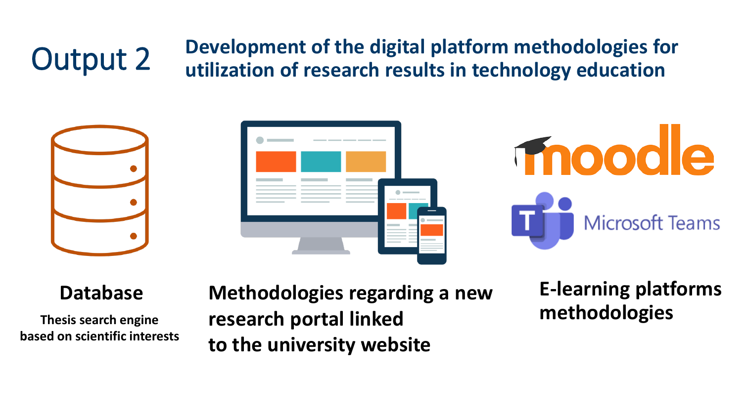# Output 2

## Development of the digital platform methodologies for utilization of research results in technology education

**Database**

**Thesis search engine based on scientific interests**

**Methodologies regarding a new research portal linked to the university website**

**E-learning platforms methodologies**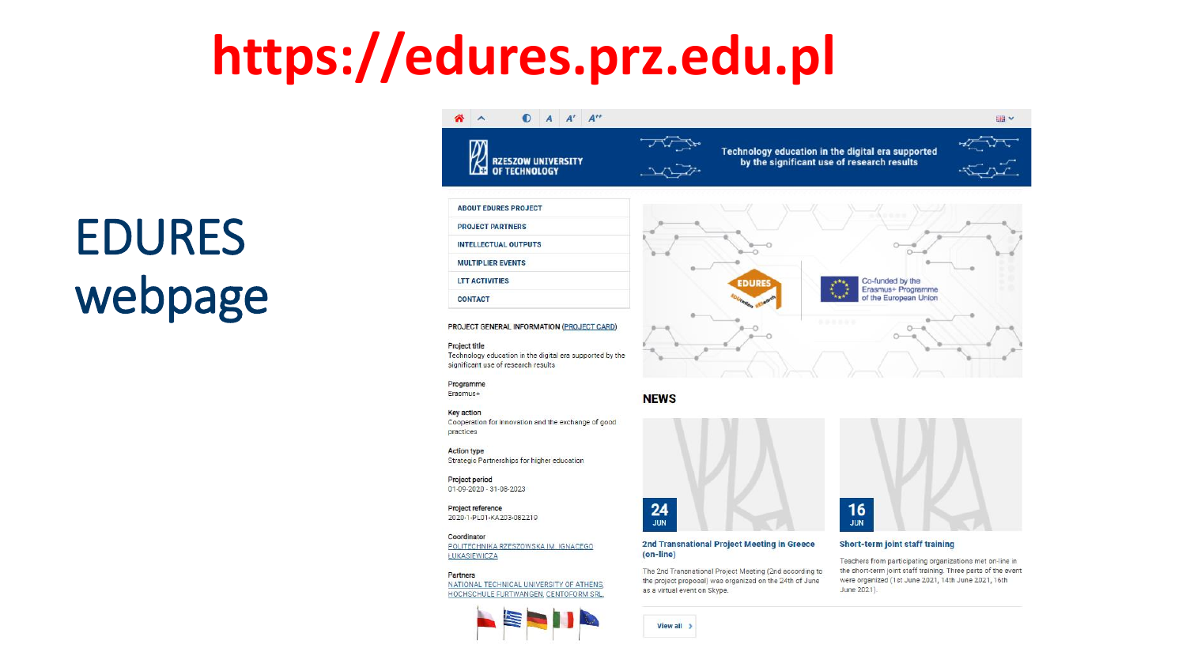# https://edures.prz.edu.pl

## EDURES webpage

RZESZOW UNIVERSITY OF TECHNOLOGY

Technology education in the digital era supported by the significant use of research results

- ABOUT EDURES PROJECT
- PROJECT PARTNERS
- INTELLECTUAL OUTPUTS
- MULTIPLIER EVENTS
- LTT ACTIVITIES
- CONTACT

PROJECT GENERAL INFORMATION (PROJECT CARD)

**Project title**
Technology education in the digital era supported by the significant use of research results

**Programme**
Erasmus+

**Key action**
Cooperation for innovation and the exchange of good practices

**Action type**
Strategic Partnerships for higher education

**Project period**
01-09-2020 - 31-08-2023

**Project reference**
2020-1-PL01-KA203-082219

**Coordinator**
POLITECHNIKA RZESZOWSKA IM. IGNACEGO ŁUKASIEWICZA

**Partners**
NATIONAL TECHNICAL UNIVERSITY OF ATHENS, HOCHSCHULE FURTWANGEN, CENTOFORM SRL

EDURES

Co-funded by the Erasmus+ Programme of the European Union

### NEWS

24 JUN
**2nd Transnational Project Meeting in Greece (on-line)**
The 2nd Transnational Project Meeting (2nd according to the project proposal) was organized on the 24th of June as a virtual event on Skype.

16 JUN
**Short-term joint staff training**
Teachers from participating organizations met on-line in the short-term joint staff training. Three parts of the event were organized (1st June 2021, 14th June 2021, 16th June 2021).

View all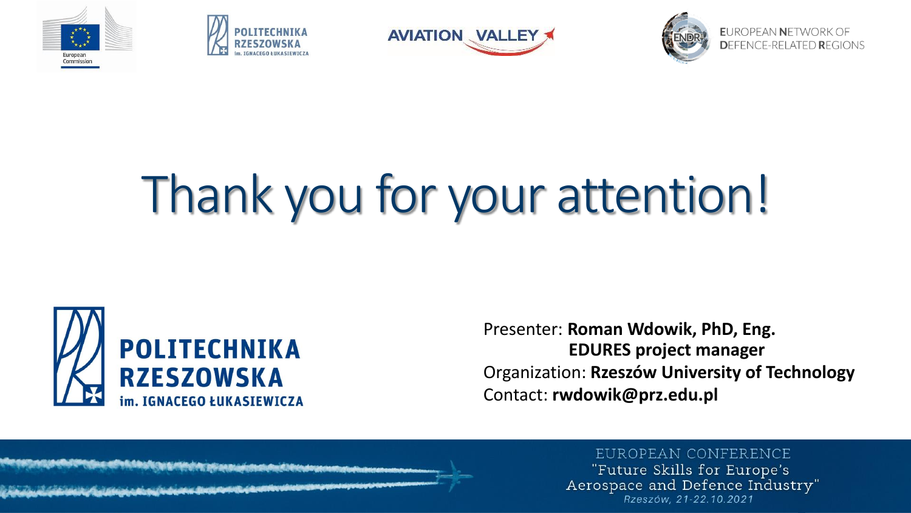# Thank you for your attention!

Presenter: **Roman Wdowik, PhD, Eng.**
**EDURES project manager**
Organization: **Rzeszów University of Technology**
Contact: **rwdowik@prz.edu.pl**